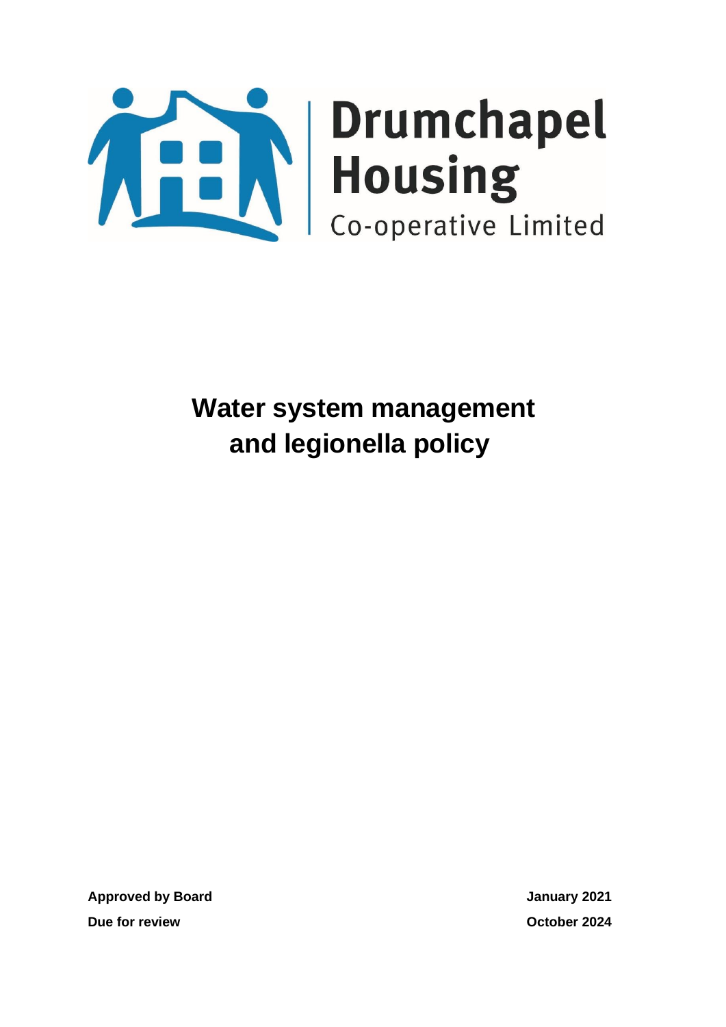Drumchapel Housing
Co-operative Limited

# Water system management and legionella policy

| | |
|---|---|
| **Approved by Board** | **January 2021** |
| **Due for review** | **October 2024** |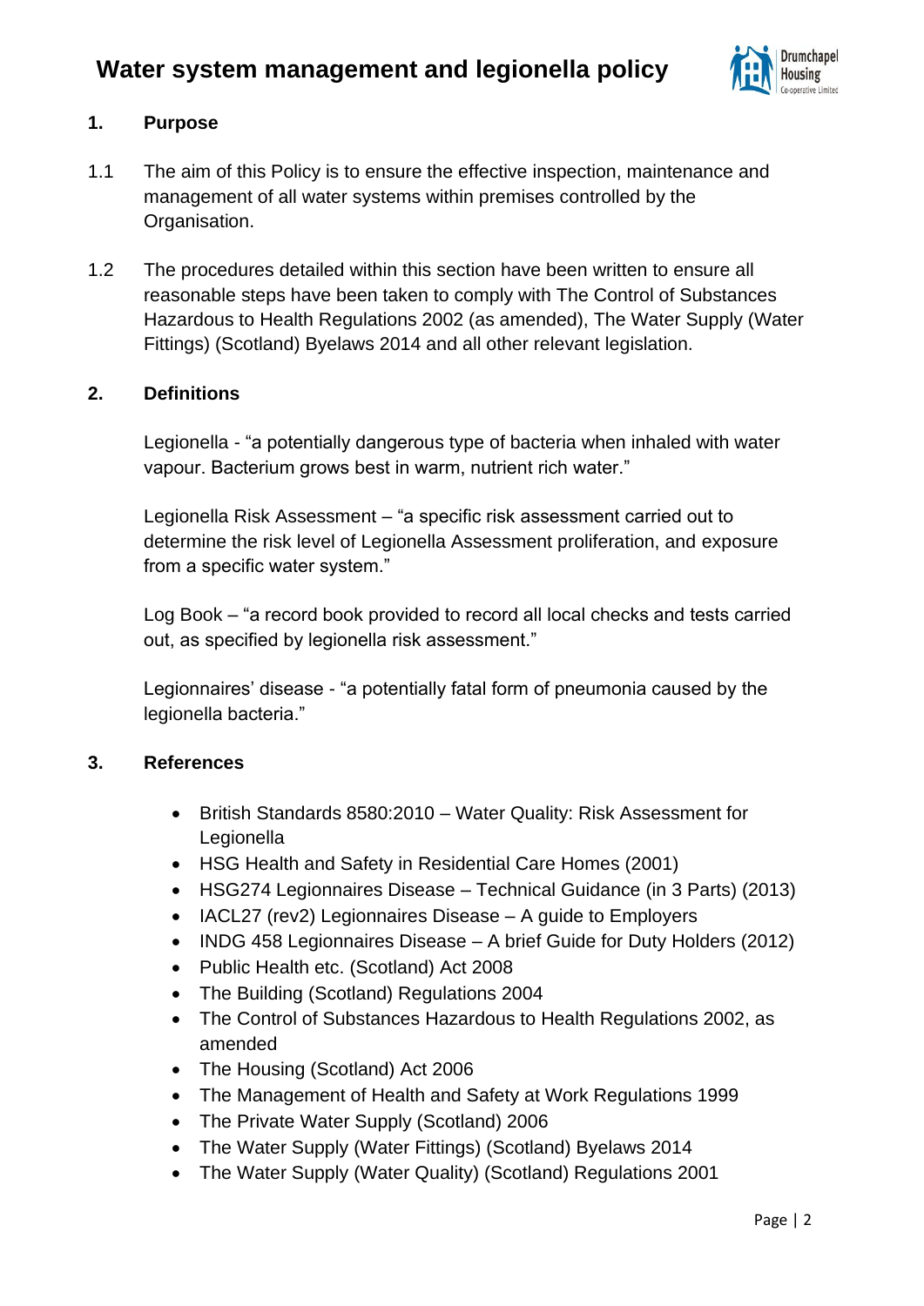# Water system management and legionella policy

## 1. Purpose

1.1 The aim of this Policy is to ensure the effective inspection, maintenance and management of all water systems within premises controlled by the Organisation.

1.2 The procedures detailed within this section have been written to ensure all reasonable steps have been taken to comply with The Control of Substances Hazardous to Health Regulations 2002 (as amended), The Water Supply (Water Fittings) (Scotland) Byelaws 2014 and all other relevant legislation.

## 2. Definitions

Legionella - "a potentially dangerous type of bacteria when inhaled with water vapour. Bacterium grows best in warm, nutrient rich water."

Legionella Risk Assessment – "a specific risk assessment carried out to determine the risk level of Legionella Assessment proliferation, and exposure from a specific water system."

Log Book – "a record book provided to record all local checks and tests carried out, as specified by legionella risk assessment."

Legionnaires' disease - "a potentially fatal form of pneumonia caused by the legionella bacteria."

## 3. References

- British Standards 8580:2010 – Water Quality: Risk Assessment for Legionella
- HSG Health and Safety in Residential Care Homes (2001)
- HSG274 Legionnaires Disease – Technical Guidance (in 3 Parts) (2013)
- IACL27 (rev2) Legionnaires Disease – A guide to Employers
- INDG 458 Legionnaires Disease – A brief Guide for Duty Holders (2012)
- Public Health etc. (Scotland) Act 2008
- The Building (Scotland) Regulations 2004
- The Control of Substances Hazardous to Health Regulations 2002, as amended
- The Housing (Scotland) Act 2006
- The Management of Health and Safety at Work Regulations 1999
- The Private Water Supply (Scotland) 2006
- The Water Supply (Water Fittings) (Scotland) Byelaws 2014
- The Water Supply (Water Quality) (Scotland) Regulations 2001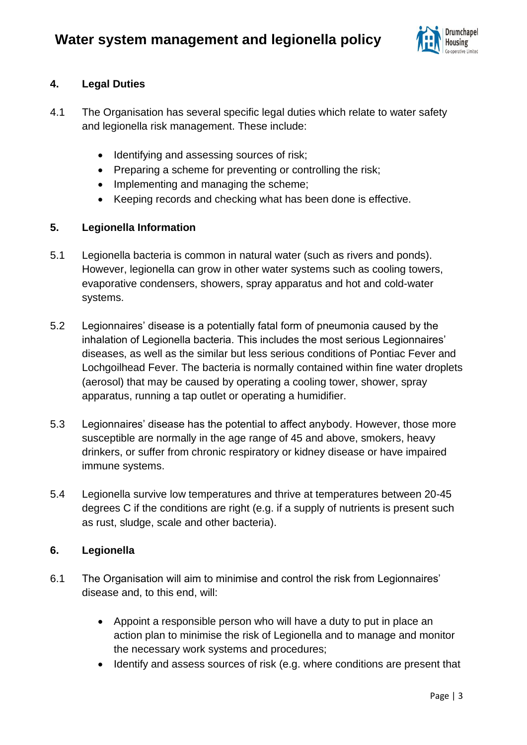## 4. Legal Duties

4.1 The Organisation has several specific legal duties which relate to water safety and legionella risk management. These include:

- Identifying and assessing sources of risk;
- Preparing a scheme for preventing or controlling the risk;
- Implementing and managing the scheme;
- Keeping records and checking what has been done is effective.

## 5. Legionella Information

5.1 Legionella bacteria is common in natural water (such as rivers and ponds). However, legionella can grow in other water systems such as cooling towers, evaporative condensers, showers, spray apparatus and hot and cold-water systems.

5.2 Legionnaires' disease is a potentially fatal form of pneumonia caused by the inhalation of Legionella bacteria. This includes the most serious Legionnaires' diseases, as well as the similar but less serious conditions of Pontiac Fever and Lochgoilhead Fever. The bacteria is normally contained within fine water droplets (aerosol) that may be caused by operating a cooling tower, shower, spray apparatus, running a tap outlet or operating a humidifier.

5.3 Legionnaires' disease has the potential to affect anybody. However, those more susceptible are normally in the age range of 45 and above, smokers, heavy drinkers, or suffer from chronic respiratory or kidney disease or have impaired immune systems.

5.4 Legionella survive low temperatures and thrive at temperatures between 20-45 degrees C if the conditions are right (e.g. if a supply of nutrients is present such as rust, sludge, scale and other bacteria).

## 6. Legionella

6.1 The Organisation will aim to minimise and control the risk from Legionnaires' disease and, to this end, will:

- Appoint a responsible person who will have a duty to put in place an action plan to minimise the risk of Legionella and to manage and monitor the necessary work systems and procedures;
- Identify and assess sources of risk (e.g. where conditions are present that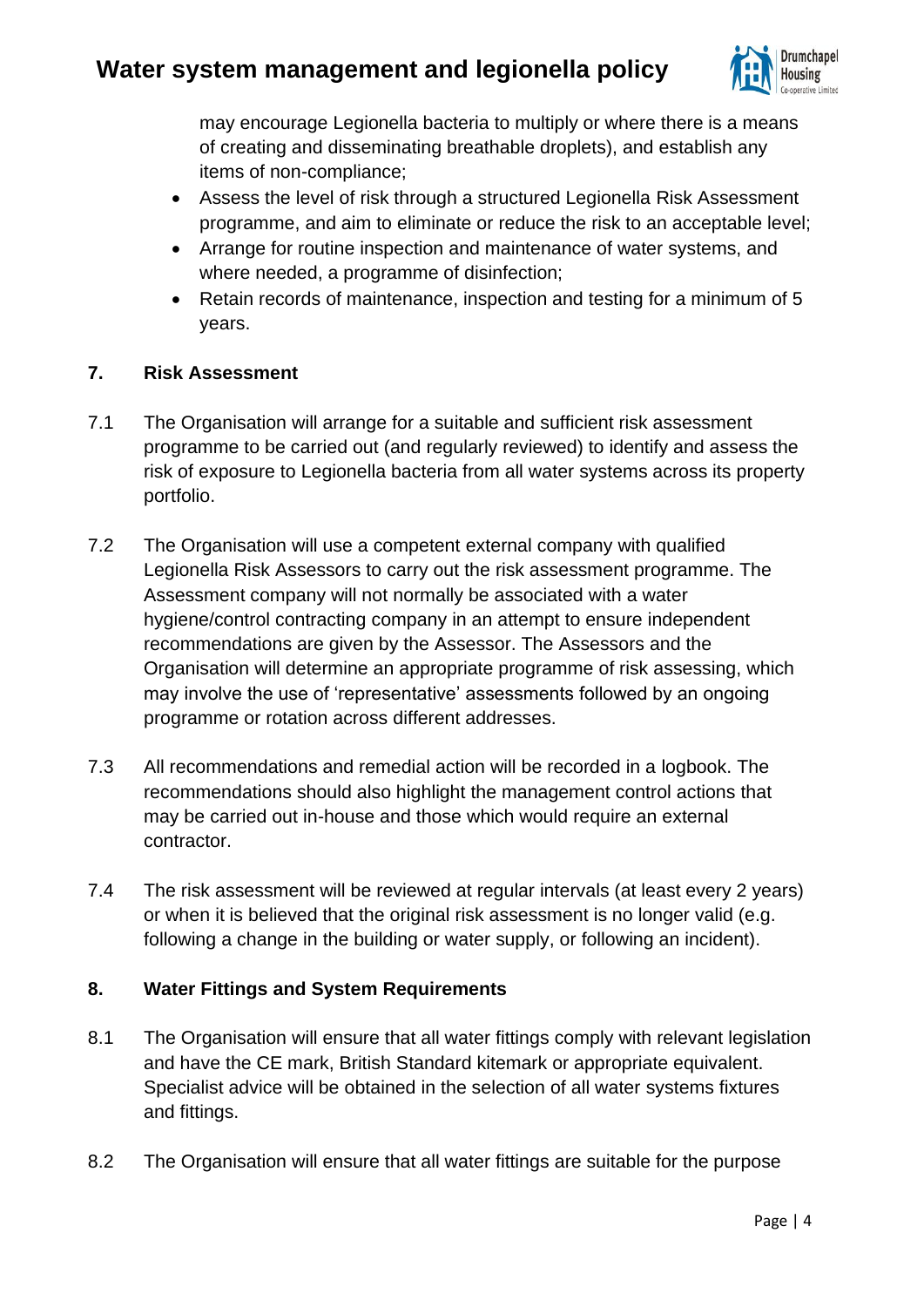may encourage Legionella bacteria to multiply or where there is a means of creating and disseminating breathable droplets), and establish any items of non-compliance;

- Assess the level of risk through a structured Legionella Risk Assessment programme, and aim to eliminate or reduce the risk to an acceptable level;
- Arrange for routine inspection and maintenance of water systems, and where needed, a programme of disinfection;
- Retain records of maintenance, inspection and testing for a minimum of 5 years.

## 7. Risk Assessment

7.1 The Organisation will arrange for a suitable and sufficient risk assessment programme to be carried out (and regularly reviewed) to identify and assess the risk of exposure to Legionella bacteria from all water systems across its property portfolio.

7.2 The Organisation will use a competent external company with qualified Legionella Risk Assessors to carry out the risk assessment programme. The Assessment company will not normally be associated with a water hygiene/control contracting company in an attempt to ensure independent recommendations are given by the Assessor. The Assessors and the Organisation will determine an appropriate programme of risk assessing, which may involve the use of 'representative' assessments followed by an ongoing programme or rotation across different addresses.

7.3 All recommendations and remedial action will be recorded in a logbook. The recommendations should also highlight the management control actions that may be carried out in-house and those which would require an external contractor.

7.4 The risk assessment will be reviewed at regular intervals (at least every 2 years) or when it is believed that the original risk assessment is no longer valid (e.g. following a change in the building or water supply, or following an incident).

## 8. Water Fittings and System Requirements

8.1 The Organisation will ensure that all water fittings comply with relevant legislation and have the CE mark, British Standard kitemark or appropriate equivalent. Specialist advice will be obtained in the selection of all water systems fixtures and fittings.

8.2 The Organisation will ensure that all water fittings are suitable for the purpose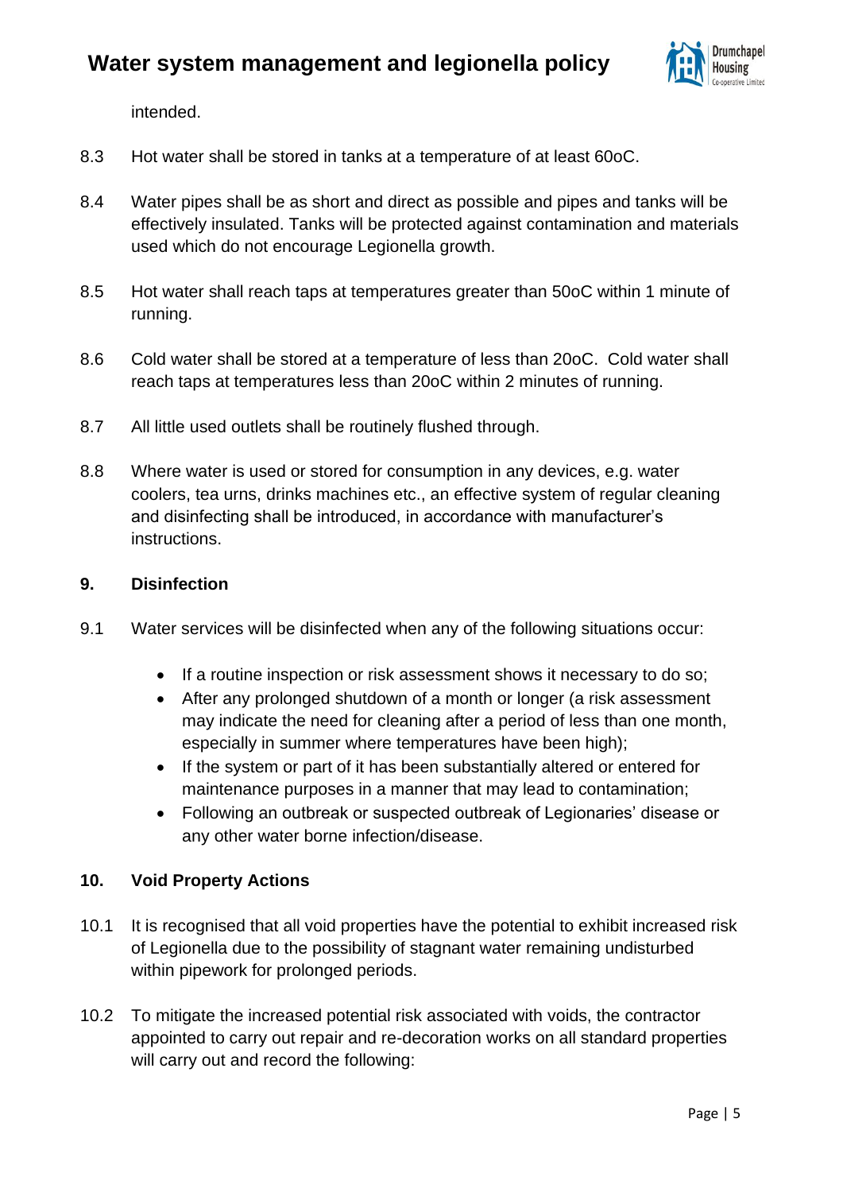intended.

8.3 Hot water shall be stored in tanks at a temperature of at least 60oC.

8.4 Water pipes shall be as short and direct as possible and pipes and tanks will be effectively insulated. Tanks will be protected against contamination and materials used which do not encourage Legionella growth.

8.5 Hot water shall reach taps at temperatures greater than 50oC within 1 minute of running.

8.6 Cold water shall be stored at a temperature of less than 20oC. Cold water shall reach taps at temperatures less than 20oC within 2 minutes of running.

8.7 All little used outlets shall be routinely flushed through.

8.8 Where water is used or stored for consumption in any devices, e.g. water coolers, tea urns, drinks machines etc., an effective system of regular cleaning and disinfecting shall be introduced, in accordance with manufacturer's instructions.

## 9. Disinfection

9.1 Water services will be disinfected when any of the following situations occur:

- If a routine inspection or risk assessment shows it necessary to do so;
- After any prolonged shutdown of a month or longer (a risk assessment may indicate the need for cleaning after a period of less than one month, especially in summer where temperatures have been high);
- If the system or part of it has been substantially altered or entered for maintenance purposes in a manner that may lead to contamination;
- Following an outbreak or suspected outbreak of Legionaries' disease or any other water borne infection/disease.

## 10. Void Property Actions

10.1 It is recognised that all void properties have the potential to exhibit increased risk of Legionella due to the possibility of stagnant water remaining undisturbed within pipework for prolonged periods.

10.2 To mitigate the increased potential risk associated with voids, the contractor appointed to carry out repair and re-decoration works on all standard properties will carry out and record the following: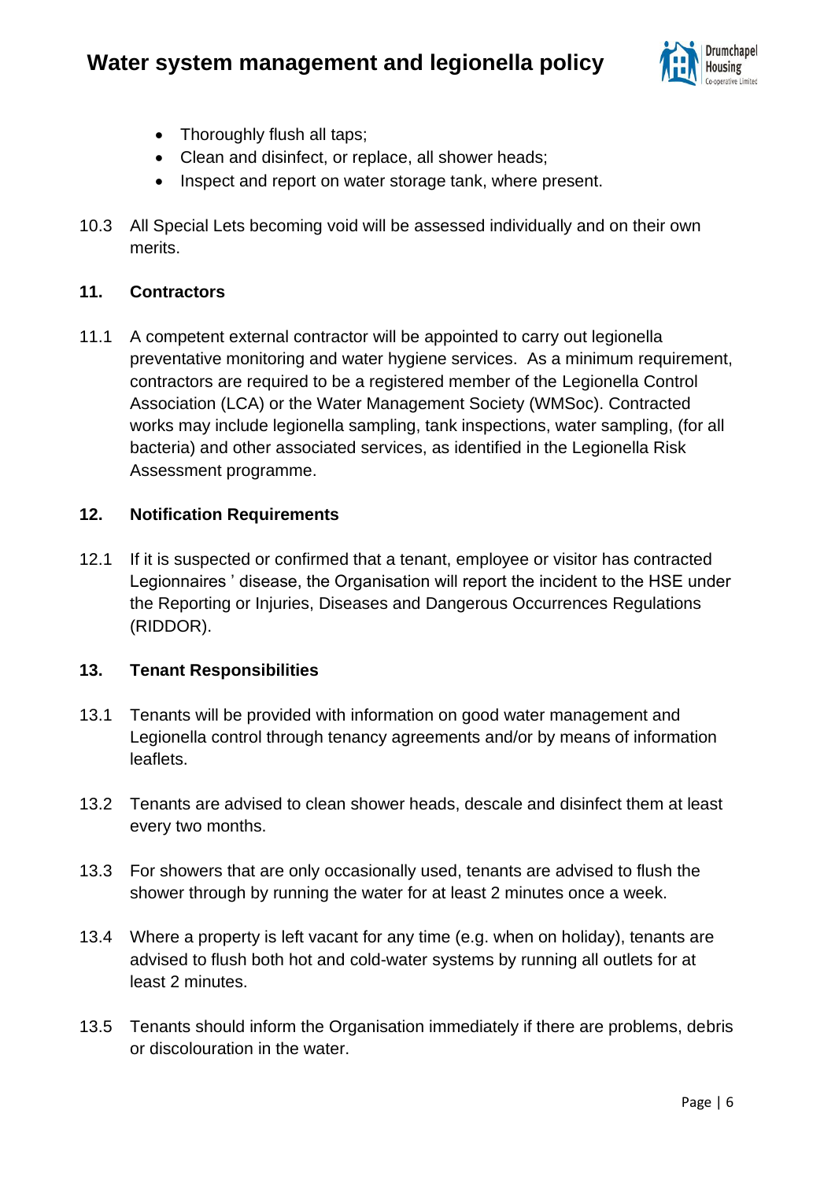- Thoroughly flush all taps;
- Clean and disinfect, or replace, all shower heads;
- Inspect and report on water storage tank, where present.

10.3 All Special Lets becoming void will be assessed individually and on their own merits.

## 11. Contractors

11.1 A competent external contractor will be appointed to carry out legionella preventative monitoring and water hygiene services. As a minimum requirement, contractors are required to be a registered member of the Legionella Control Association (LCA) or the Water Management Society (WMSoc). Contracted works may include legionella sampling, tank inspections, water sampling, (for all bacteria) and other associated services, as identified in the Legionella Risk Assessment programme.

## 12. Notification Requirements

12.1 If it is suspected or confirmed that a tenant, employee or visitor has contracted Legionnaires ' disease, the Organisation will report the incident to the HSE under the Reporting or Injuries, Diseases and Dangerous Occurrences Regulations (RIDDOR).

## 13. Tenant Responsibilities

13.1 Tenants will be provided with information on good water management and Legionella control through tenancy agreements and/or by means of information leaflets.

13.2 Tenants are advised to clean shower heads, descale and disinfect them at least every two months.

13.3 For showers that are only occasionally used, tenants are advised to flush the shower through by running the water for at least 2 minutes once a week.

13.4 Where a property is left vacant for any time (e.g. when on holiday), tenants are advised to flush both hot and cold-water systems by running all outlets for at least 2 minutes.

13.5 Tenants should inform the Organisation immediately if there are problems, debris or discolouration in the water.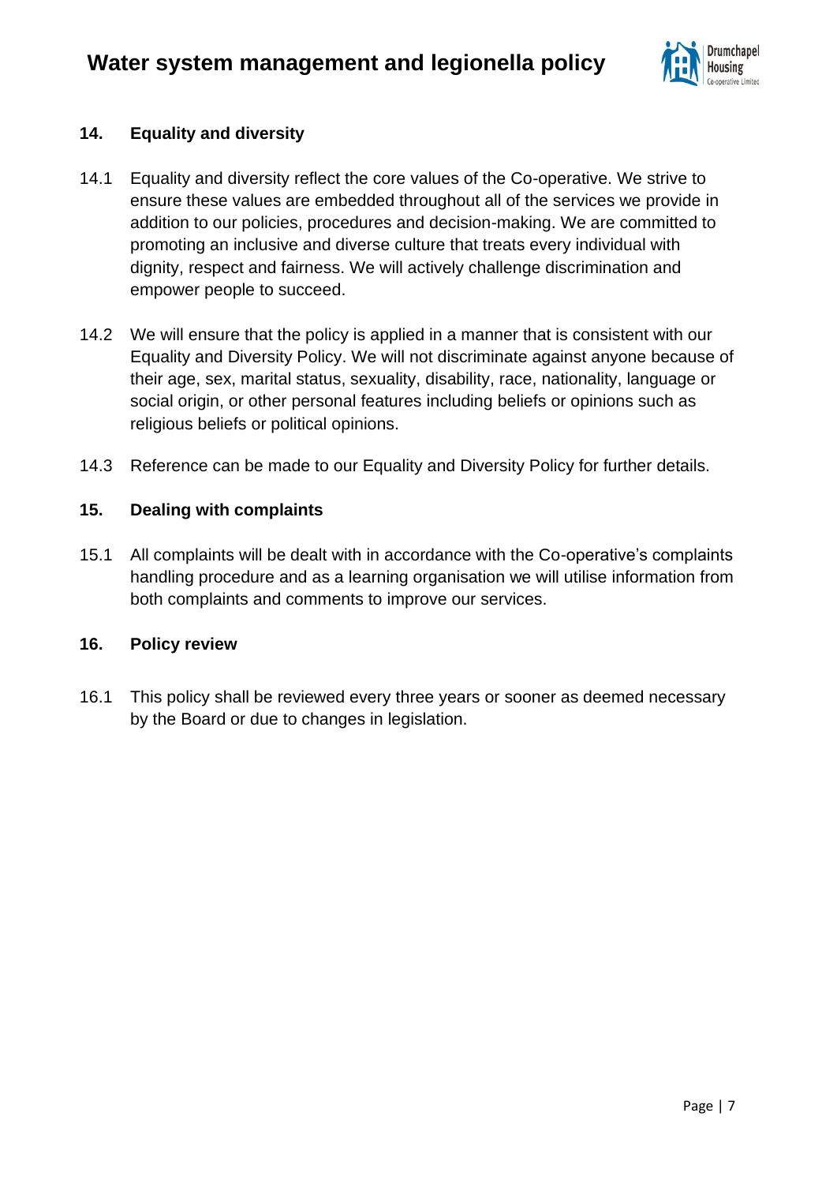## 14. Equality and diversity

14.1 Equality and diversity reflect the core values of the Co-operative. We strive to ensure these values are embedded throughout all of the services we provide in addition to our policies, procedures and decision-making. We are committed to promoting an inclusive and diverse culture that treats every individual with dignity, respect and fairness. We will actively challenge discrimination and empower people to succeed.

14.2 We will ensure that the policy is applied in a manner that is consistent with our Equality and Diversity Policy. We will not discriminate against anyone because of their age, sex, marital status, sexuality, disability, race, nationality, language or social origin, or other personal features including beliefs or opinions such as religious beliefs or political opinions.

14.3 Reference can be made to our Equality and Diversity Policy for further details.

## 15. Dealing with complaints

15.1 All complaints will be dealt with in accordance with the Co-operative's complaints handling procedure and as a learning organisation we will utilise information from both complaints and comments to improve our services.

## 16. Policy review

16.1 This policy shall be reviewed every three years or sooner as deemed necessary by the Board or due to changes in legislation.